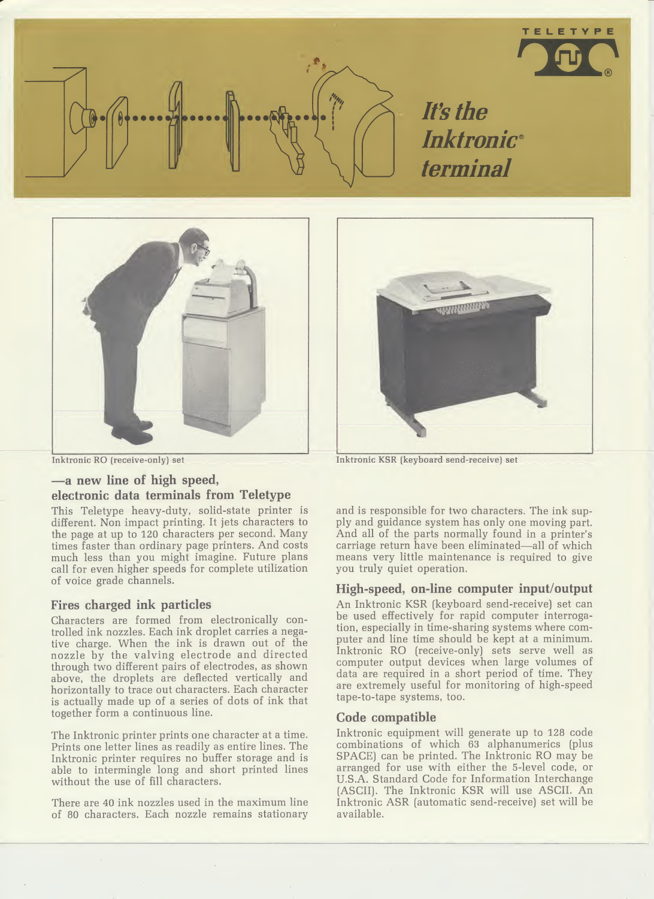TELETYPE

# *It's the Inktronic® terminal*

Inktronic RO (receive-only) set

Inktronic KSR (keyboard send-receive) set

## —a new line of high speed, electronic data terminals from Teletype

This Teletype heavy-duty, solid-state printer is different. Non impact printing. It jets characters to the page at up to 120 characters per second. Many times faster than ordinary page printers. And costs much less than you might imagine. Future plans call for even higher speeds for complete utilization of voice grade channels.

### Fires charged ink particles

Characters are formed from electronically controlled ink nozzles. Each ink droplet carries a negative charge. When the ink is drawn out of the nozzle by the valving electrode and directed through two different pairs of electrodes, as shown above, the droplets are deflected vertically and horizontally to trace out characters. Each character is actually made up of a series of dots of ink that together form a continuous line.

The Inktronic printer prints one character at a time. Prints one letter lines as readily as entire lines. The Inktronic printer requires no buffer storage and is able to intermingle long and short printed lines without the use of fill characters.

There are 40 ink nozzles used in the maximum line of 80 characters. Each nozzle remains stationary and is responsible for two characters. The ink supply and guidance system has only one moving part. And all of the parts normally found in a printer's carriage return have been eliminated—all of which means very little maintenance is required to give you truly quiet operation.

### High-speed, on-line computer input/output

An Inktronic KSR (keyboard send-receive) set can be used effectively for rapid computer interrogation, especially in time-sharing systems where computer and line time should be kept at a minimum. Inktronic RO (receive-only) sets serve well as computer output devices when large volumes of data are required in a short period of time. They are extremely useful for monitoring of high-speed tape-to-tape systems, too.

### Code compatible

Inktronic equipment will generate up to 128 code combinations of which 63 alphanumerics (plus SPACE) can be printed. The Inktronic RO may be arranged for use with either the 5-level code, or U.S.A. Standard Code for Information Interchange (ASCII). The Inktronic KSR will use ASCII. An Inktronic ASR (automatic send-receive) set will be available.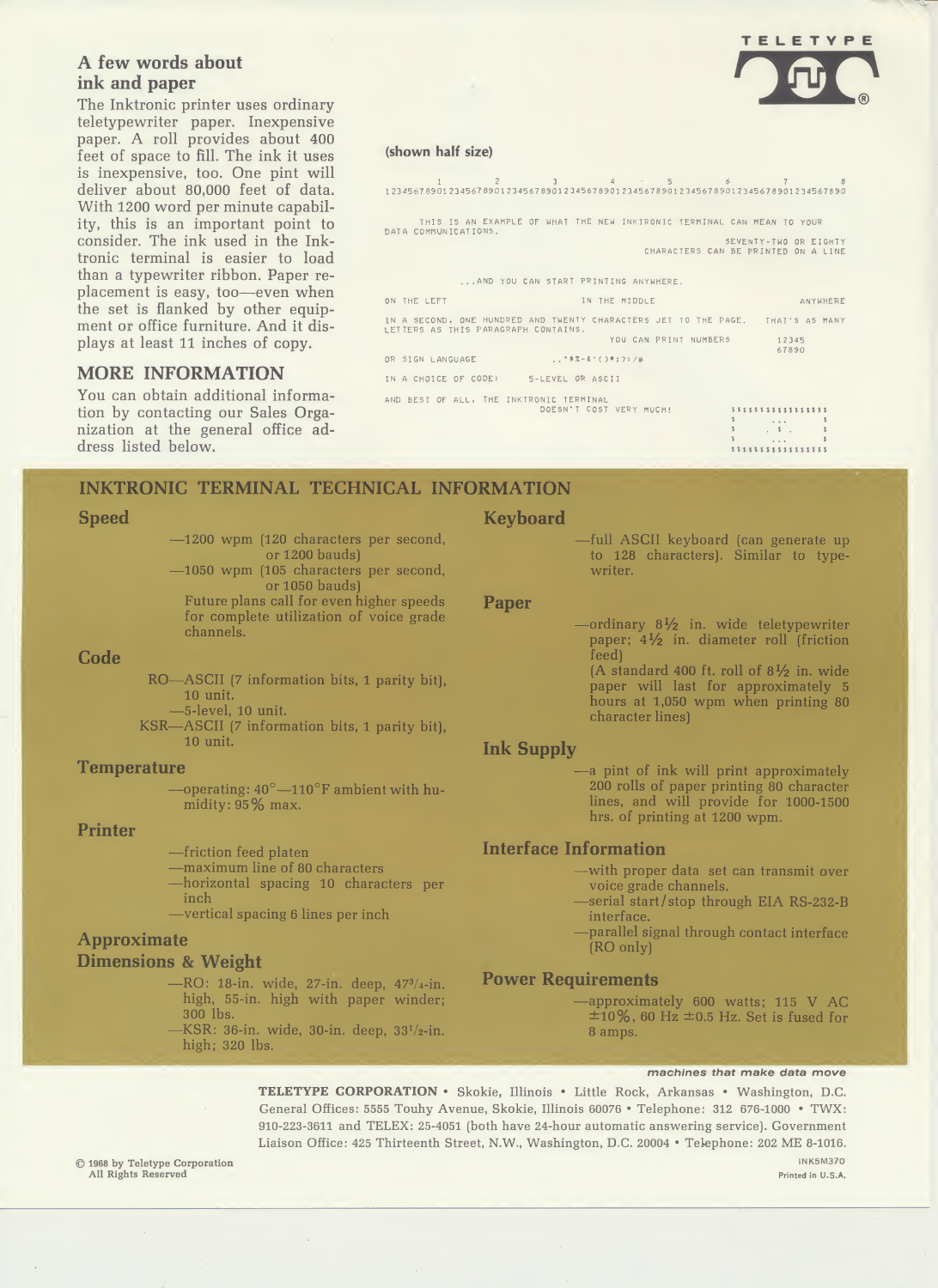## A few words about ink and paper

The Inktronic printer uses ordinary teletypewriter paper. Inexpensive paper. A roll provides about 400 feet of space to fill. The ink it uses is inexpensive, too. One pint will deliver about 80,000 feet of data. With 1200 word per minute capability, this is an important point to consider. The ink used in the Inktronic terminal is easier to load than a typewriter ribbon. Paper replacement is easy, too—even when the set is flanked by other equipment or office furniture. And it displays at least 11 inches of copy.

## MORE INFORMATION

You can obtain additional information by contacting our Sales Organization at the general office address listed below.

TELETYPE

**(shown half size)**

```
         1         2         3         4         5         6         7         8
12345678901234567890123456789012345678901234567890123456789012345678901234567890

   THIS IS AN EXAMPLE OF WHAT THE NEW INKTRONIC TERMINAL CAN MEAN TO YOUR
DATA COMMUNICATIONS.
                                                         SEVENTY-TWO OR EIGHTY
                                                 CHARACTERS CAN BE PRINTED ON A LINE

           ...AND YOU CAN START PRINTING ANYWHERE.

ON THE LEFT                        IN THE MIDDLE                          ANYWHERE

IN A SECOND, ONE HUNDRED AND TWENTY CHARACTERS JET TO THE PAGE.   THAT'S AS MANY
LETTERS AS THIS PARAGRAPH CONTAINS.
                                   YOU CAN PRINT NUMBERS          12345
                                                                  67890
OR SIGN LANGUAGE               .."#%-&'()*;?:/@

IN A CHOICE OF CODE:     5-LEVEL OR ASCII

AND BEST OF ALL, THE INKTRONIC TERMINAL
                              DOESN'T COST VERY MUCH!
```

## INKTRONIC TERMINAL TECHNICAL INFORMATION

### Speed

—1200 wpm (120 characters per second, or 1200 bauds)
—1050 wpm (105 characters per second, or 1050 bauds)
Future plans call for even higher speeds for complete utilization of voice grade channels.

### Code

RO—ASCII (7 information bits, 1 parity bit), 10 unit.
—5-level, 10 unit.
KSR—ASCII (7 information bits, 1 parity bit), 10 unit.

### Temperature

—operating: 40°—110°F ambient with humidity: 95% max.

### Printer

—friction feed platen
—maximum line of 80 characters
—horizontal spacing 10 characters per inch
—vertical spacing 6 lines per inch

### Approximate Dimensions & Weight

—RO: 18-in. wide, 27-in. deep, 47¾-in. high, 55-in. high with paper winder; 300 lbs.
—KSR: 36-in. wide, 30-in. deep, 33½-in. high; 320 lbs.

### Keyboard

—full ASCII keyboard (can generate up to 128 characters). Similar to typewriter.

### Paper

—ordinary 8½ in. wide teletypewriter paper; 4½ in. diameter roll (friction feed)
(A standard 400 ft. roll of 8½ in. wide paper will last for approximately 5 hours at 1,050 wpm when printing 80 character lines)

### Ink Supply

—a pint of ink will print approximately 200 rolls of paper printing 80 character lines, and will provide for 1000-1500 hrs. of printing at 1200 wpm.

### Interface Information

—with proper data set can transmit over voice grade channels.
—serial start/stop through EIA RS-232-B interface.
—parallel signal through contact interface (RO only)

### Power Requirements

—approximately 600 watts; 115 V AC ±10%, 60 Hz ±0.5 Hz. Set is fused for 8 amps.

*machines that make data move*

**TELETYPE CORPORATION** • Skokie, Illinois • Little Rock, Arkansas • Washington, D.C. General Offices: 5555 Touhy Avenue, Skokie, Illinois 60076 • Telephone: 312 676-1000 • TWX: 910-223-3611 and TELEX: 25-4051 (both have 24-hour automatic answering service). Government Liaison Office: 425 Thirteenth Street, N.W., Washington, D.C. 20004 • Telephone: 202 ME 8-1016.

© 1968 by Teletype Corporation
All Rights Reserved

INK5M370
Printed in U.S.A.